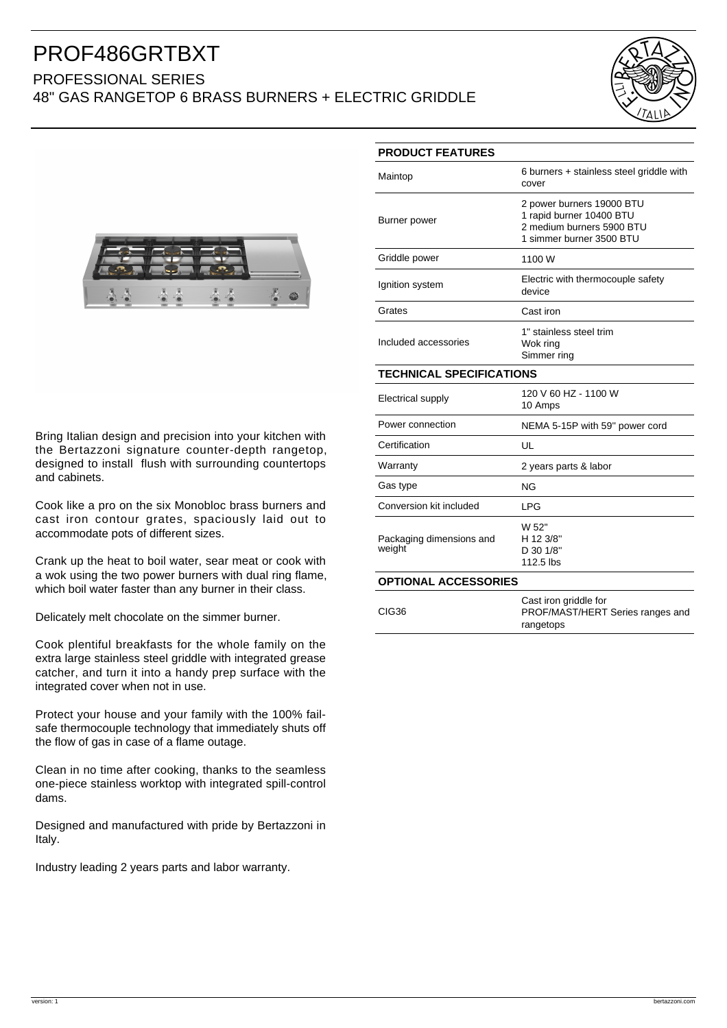# PROF486GRTBXT

## PROFESSIONAL SERIES

## 48" GAS RANGETOP 6 BRASS BURNERS + ELECTRIC GRIDDLE

Bring Italian design and precision into your kitchen with the Bertazzoni signature counter-depth rangetop, designed to install flush with surrounding countertops and cabinets.

Cook like a pro on the six Monobloc brass burners and cast iron contour grates, spaciously laid out to accommodate pots of different sizes.

Crank up the heat to boil water, sear meat or cook with a wok using the two power burners with dual ring flame, which boil water faster than any burner in their class.

Delicately melt chocolate on the simmer burner.

Cook plentiful breakfasts for the whole family on the extra large stainless steel griddle with integrated grease catcher, and turn it into a handy prep surface with the integrated cover when not in use.

Protect your house and your family with the 100% fail-safe thermocouple technology that immediately shuts off the flow of gas in case of a flame outage.

Clean in no time after cooking, thanks to the seamless one-piece stainless worktop with integrated spill-control dams.

Designed and manufactured with pride by Bertazzoni in Italy.

Industry leading 2 years parts and labor warranty.

| PRODUCT FEATURES | |
|---|---|
| Maintop | 6 burners + stainless steel griddle with cover |
| Burner power | 2 power burners 19000 BTU<br>1 rapid burner 10400 BTU<br>2 medium burners 5900 BTU<br>1 simmer burner 3500 BTU |
| Griddle power | 1100 W |
| Ignition system | Electric with thermocouple safety device |
| Grates | Cast iron |
| Included accessories | 1" stainless steel trim<br>Wok ring<br>Simmer ring |

| TECHNICAL SPECIFICATIONS | |
|---|---|
| Electrical supply | 120 V 60 HZ - 1100 W<br>10 Amps |
| Power connection | NEMA 5-15P with 59" power cord |
| Certification | UL |
| Warranty | 2 years parts & labor |
| Gas type | NG |
| Conversion kit included | LPG |
| Packaging dimensions and weight | W 52"<br>H 12 3/8"<br>D 30 1/8"<br>112.5 lbs |

| OPTIONAL ACCESSORIES | |
|---|---|
| CIG36 | Cast iron griddle for PROF/MAST/HERT Series ranges and rangetops |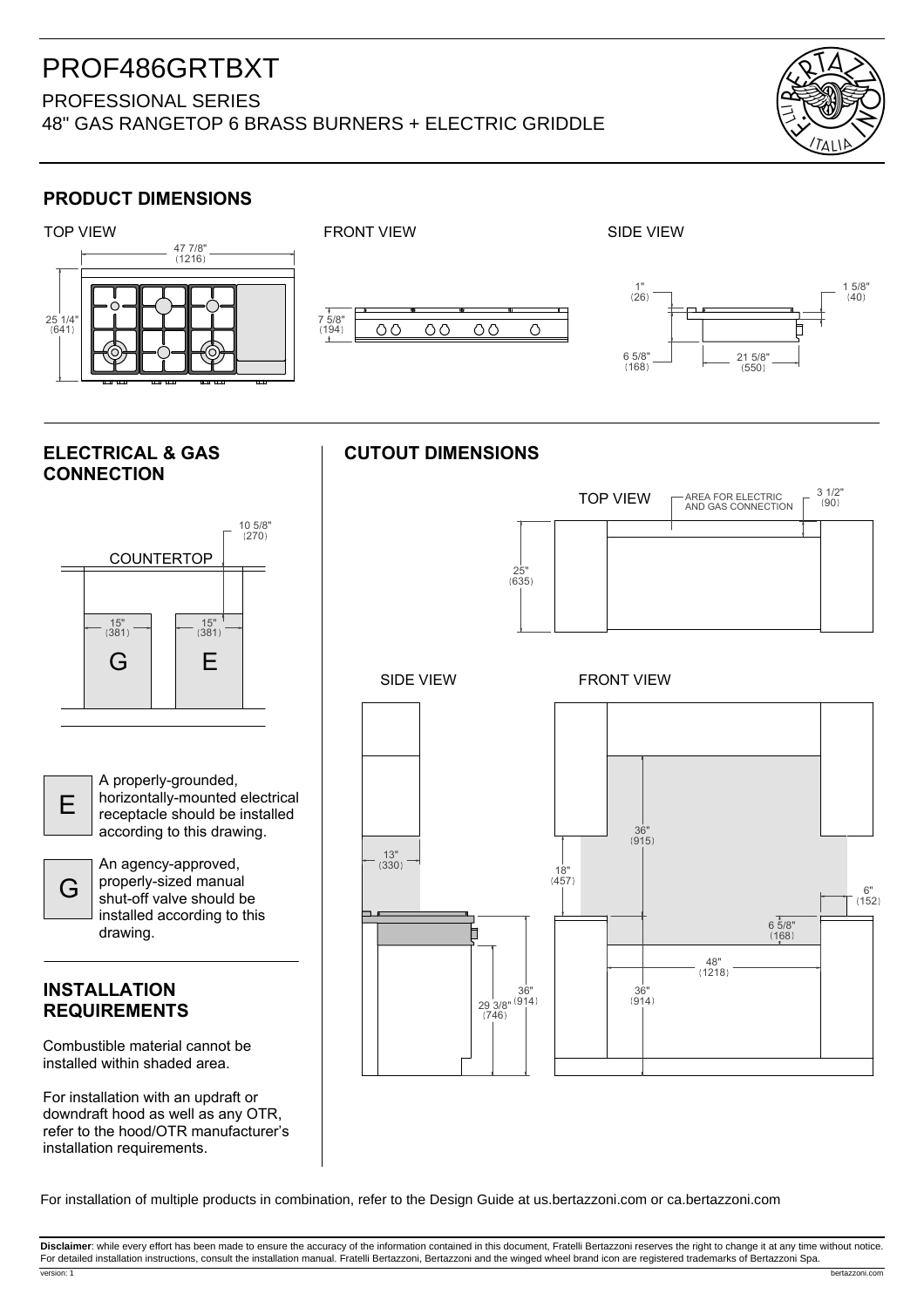# PROF486GRTBXT

PROFESSIONAL SERIES
48" GAS RANGETOP 6 BRASS BURNERS + ELECTRIC GRIDDLE

## PRODUCT DIMENSIONS

TOP VIEW

47 7/8" (1216)
25 1/4" (641)

FRONT VIEW

7 5/8" (194)

SIDE VIEW

1" (26)
1 5/8" (40)
6 5/8" (168)
21 5/8" (550)

## ELECTRICAL & GAS CONNECTION

COUNTERTOP
10 5/8" (270)
15" (381)
15" (381)
G
E

**E** A properly-grounded, horizontally-mounted electrical receptacle should be installed according to this drawing.

**G** An agency-approved, properly-sized manual shut-off valve should be installed according to this drawing.

## INSTALLATION REQUIREMENTS

Combustible material cannot be installed within shaded area.

For installation with an updraft or downdraft hood as well as any OTR, refer to the hood/OTR manufacturer's installation requirements.

## CUTOUT DIMENSIONS

TOP VIEW

AREA FOR ELECTRIC AND GAS CONNECTION
3 1/2" (90)
25" (635)

SIDE VIEW

13" (330)
29 3/8" (746)
36" (914)

FRONT VIEW

36" (915)
18" (457)
6" (152)
6 5/8" (168)
48" (1218)
36" (914)

For installation of multiple products in combination, refer to the Design Guide at us.bertazzoni.com or ca.bertazzoni.com

**Disclaimer**: while every effort has been made to ensure the accuracy of the information contained in this document, Fratelli Bertazzoni reserves the right to change it at any time without notice. For detailed installation instructions, consult the installation manual. Fratelli Bertazzoni, Bertazzoni and the winged wheel brand icon are registered trademarks of Bertazzoni Spa.

version: 1